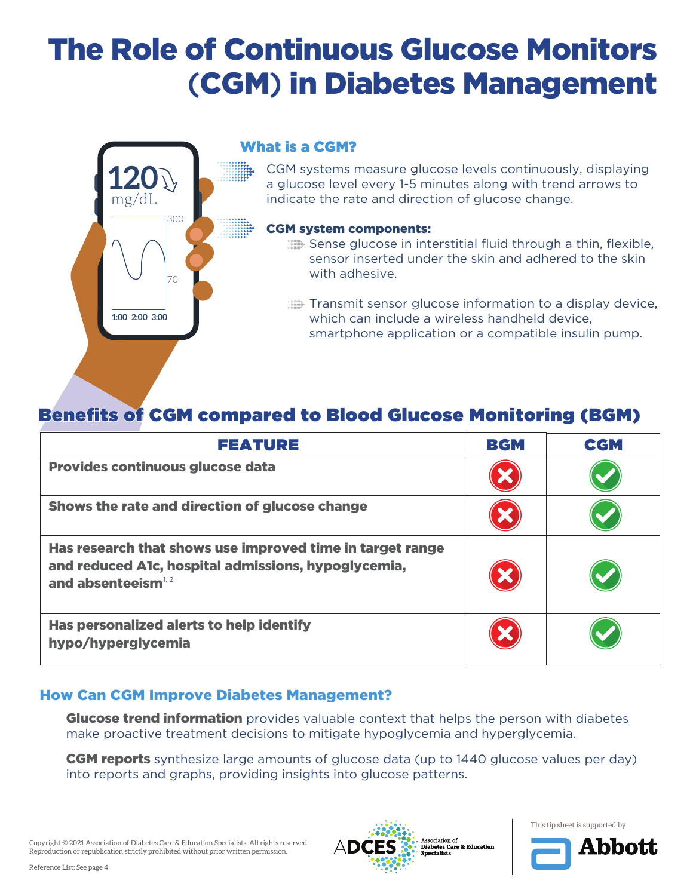# The Role of Continuous Glucose Monitors (CGM) in Diabetes Management

## What is a CGM?

CGM systems measure glucose levels continuously, displaying a glucose level every 1-5 minutes along with trend arrows to indicate the rate and direction of glucose change.

**CGM system components:**

- Sense glucose in interstitial fluid through a thin, flexible, sensor inserted under the skin and adhered to the skin with adhesive.
- Transmit sensor glucose information to a display device, which can include a wireless handheld device, smartphone application or a compatible insulin pump.

## Benefits of CGM compared to Blood Glucose Monitoring (BGM)

| FEATURE | BGM | CGM |
|---|---|---|
| **Provides continuous glucose data** | ✗ | ✓ |
| **Shows the rate and direction of glucose change** | ✗ | ✓ |
| **Has research that shows use improved time in target range and reduced A1c, hospital admissions, hypoglycemia, and absenteeism**[1,2] | ✗ | ✓ |
| **Has personalized alerts to help identify hypo/hyperglycemia** | ✗ | ✓ |

## How Can CGM Improve Diabetes Management?

**Glucose trend information** provides valuable context that helps the person with diabetes make proactive treatment decisions to mitigate hypoglycemia and hyperglycemia.

**CGM reports** synthesize large amounts of glucose data (up to 1440 glucose values per day) into reports and graphs, providing insights into glucose patterns.

Copyright © 2021 Association of Diabetes Care & Education Specialists. All rights reserved. Reproduction or republication strictly prohibited without prior written permission.

Reference List: See page 4

This tip sheet is supported by Abbott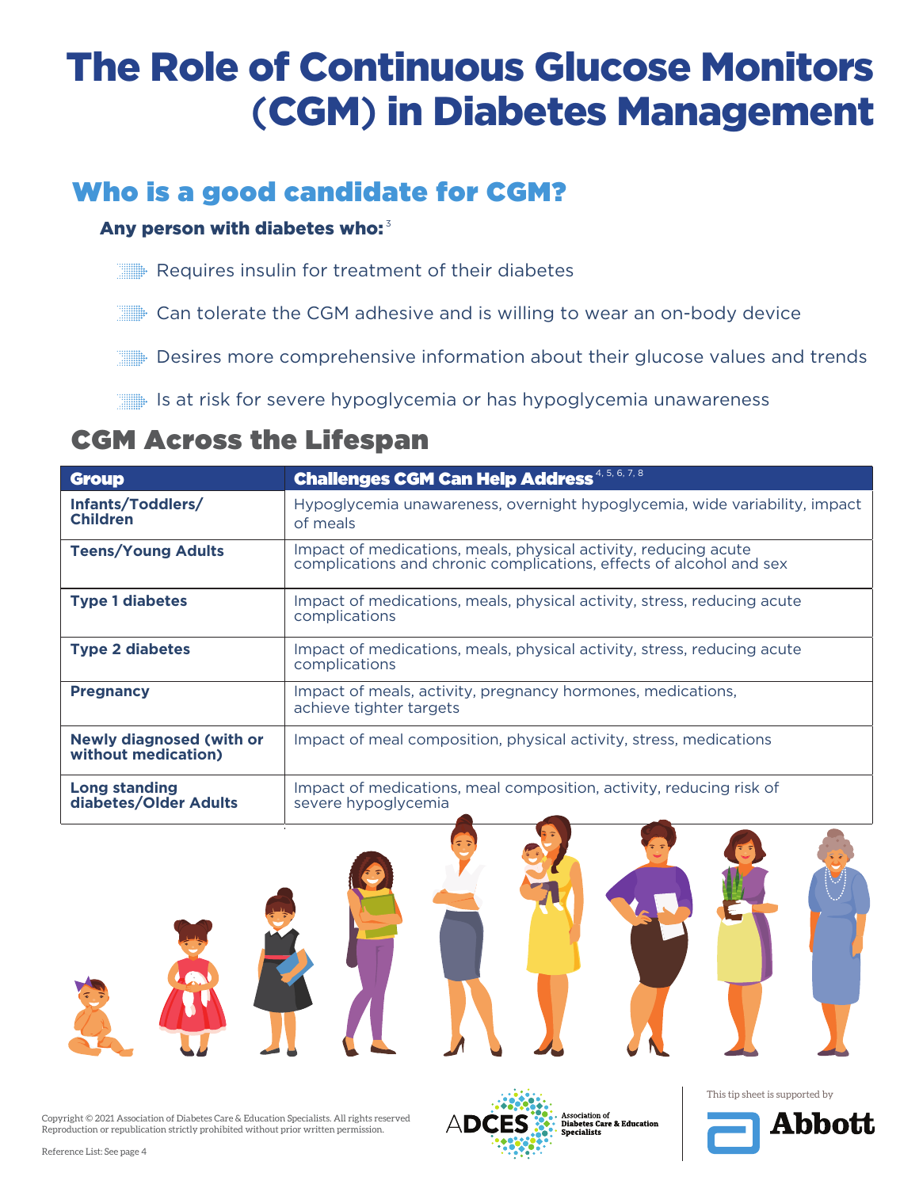# The Role of Continuous Glucose Monitors (CGM) in Diabetes Management

## Who is a good candidate for CGM?

**Any person with diabetes who:**[3]

- Requires insulin for treatment of their diabetes
- Can tolerate the CGM adhesive and is willing to wear an on-body device
- Desires more comprehensive information about their glucose values and trends
- Is at risk for severe hypoglycemia or has hypoglycemia unawareness

## CGM Across the Lifespan

| Group | Challenges CGM Can Help Address[4, 5, 6, 7, 8] |
|---|---|
| **Infants/Toddlers/ Children** | Hypoglycemia unawareness, overnight hypoglycemia, wide variability, impact of meals |
| **Teens/Young Adults** | Impact of medications, meals, physical activity, reducing acute complications and chronic complications, effects of alcohol and sex |
| **Type 1 diabetes** | Impact of medications, meals, physical activity, stress, reducing acute complications |
| **Type 2 diabetes** | Impact of medications, meals, physical activity, stress, reducing acute complications |
| **Pregnancy** | Impact of meals, activity, pregnancy hormones, medications, achieve tighter targets |
| **Newly diagnosed (with or without medication)** | Impact of meal composition, physical activity, stress, medications |
| **Long standing diabetes/Older Adults** | Impact of medications, meal composition, activity, reducing risk of severe hypoglycemia |

Copyright © 2021 Association of Diabetes Care & Education Specialists. All rights reserved Reproduction or republication strictly prohibited without prior written permission.

Reference List: See page 4

ADCES Association of Diabetes Care & Education Specialists

This tip sheet is supported by Abbott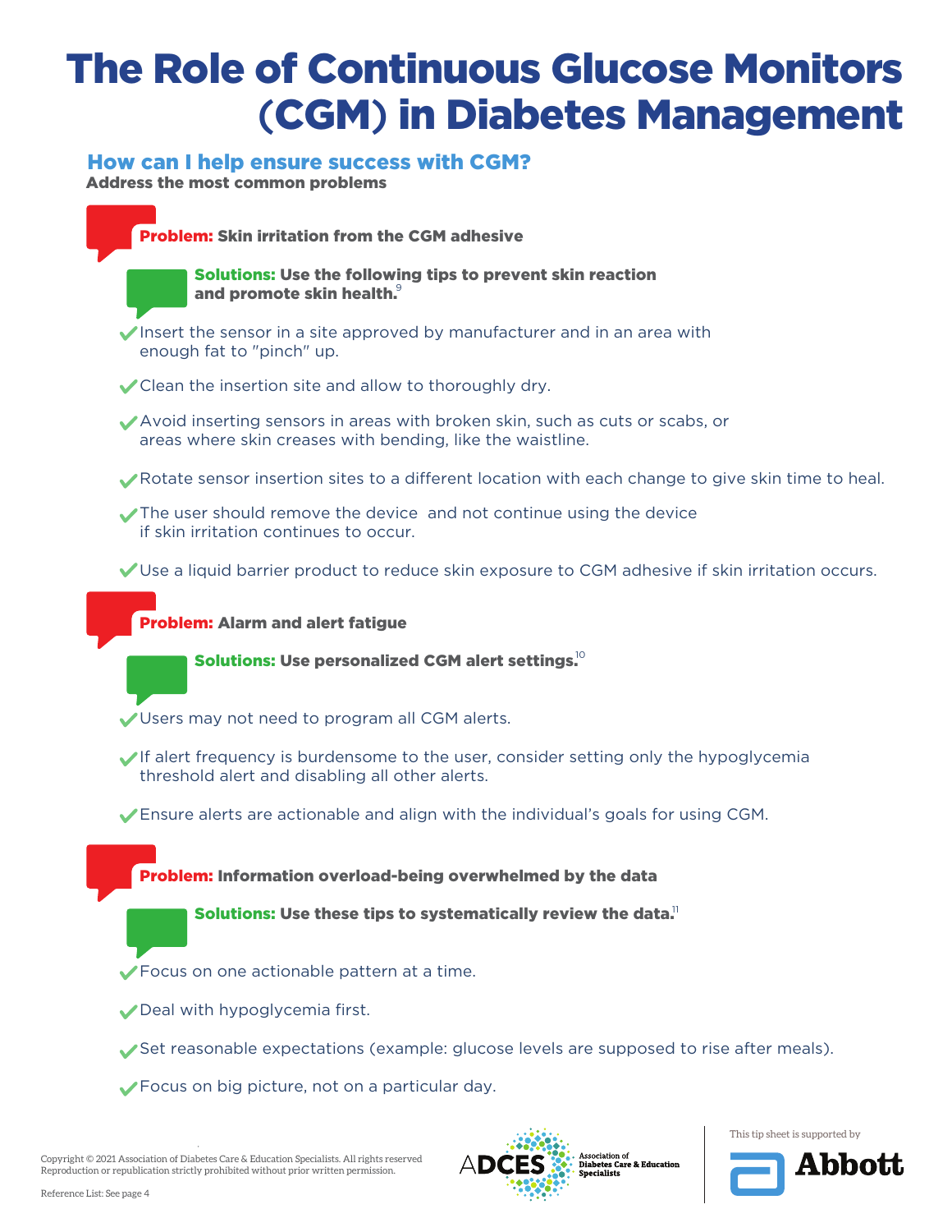# The Role of Continuous Glucose Monitors (CGM) in Diabetes Management

## How can I help ensure success with CGM?

**Address the most common problems**

### Problem: Skin irritation from the CGM adhesive

**Solutions: Use the following tips to prevent skin reaction and promote skin health.**[9]

- Insert the sensor in a site approved by manufacturer and in an area with enough fat to "pinch" up.
- Clean the insertion site and allow to thoroughly dry.
- Avoid inserting sensors in areas with broken skin, such as cuts or scabs, or areas where skin creases with bending, like the waistline.
- Rotate sensor insertion sites to a different location with each change to give skin time to heal.
- The user should remove the device and not continue using the device if skin irritation continues to occur.
- Use a liquid barrier product to reduce skin exposure to CGM adhesive if skin irritation occurs.

### Problem: Alarm and alert fatigue

**Solutions: Use personalized CGM alert settings.**[10]

- Users may not need to program all CGM alerts.
- If alert frequency is burdensome to the user, consider setting only the hypoglycemia threshold alert and disabling all other alerts.
- Ensure alerts are actionable and align with the individual's goals for using CGM.

### Problem: Information overload-being overwhelmed by the data

**Solutions: Use these tips to systematically review the data.**[11]

- Focus on one actionable pattern at a time.
- Deal with hypoglycemia first.
- Set reasonable expectations (example: glucose levels are supposed to rise after meals).
- Focus on big picture, not on a particular day.

Copyright © 2021 Association of Diabetes Care & Education Specialists. All rights reserved Reproduction or republication strictly prohibited without prior written permission.

Reference List: See page 4

ADCES Association of Diabetes Care & Education Specialists

This tip sheet is supported by Abbott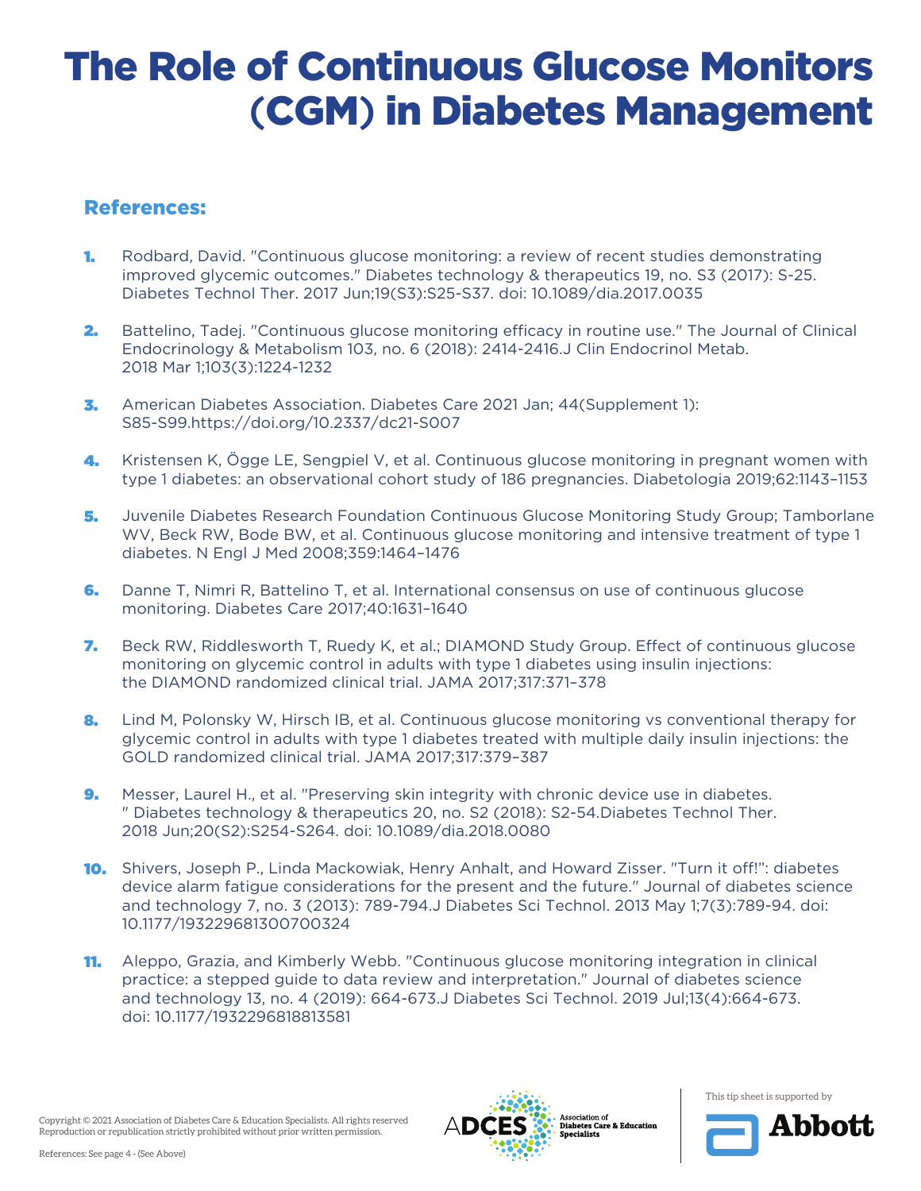# The Role of Continuous Glucose Monitors (CGM) in Diabetes Management

## References:

1. Rodbard, David. "Continuous glucose monitoring: a review of recent studies demonstrating improved glycemic outcomes." Diabetes technology & therapeutics 19, no. S3 (2017): S-25. Diabetes Technol Ther. 2017 Jun;19(S3):S25-S37. doi: 10.1089/dia.2017.0035

2. Battelino, Tadej. "Continuous glucose monitoring efficacy in routine use." The Journal of Clinical Endocrinology & Metabolism 103, no. 6 (2018): 2414-2416.J Clin Endocrinol Metab. 2018 Mar 1;103(3):1224-1232

3. American Diabetes Association. Diabetes Care 2021 Jan; 44(Supplement 1): S85-S99.https://doi.org/10.2337/dc21-S007

4. Kristensen K, Ögge LE, Sengpiel V, et al. Continuous glucose monitoring in pregnant women with type 1 diabetes: an observational cohort study of 186 pregnancies. Diabetologia 2019;62:1143–1153

5. Juvenile Diabetes Research Foundation Continuous Glucose Monitoring Study Group; Tamborlane WV, Beck RW, Bode BW, et al. Continuous glucose monitoring and intensive treatment of type 1 diabetes. N Engl J Med 2008;359:1464–1476

6. Danne T, Nimri R, Battelino T, et al. International consensus on use of continuous glucose monitoring. Diabetes Care 2017;40:1631–1640

7. Beck RW, Riddlesworth T, Ruedy K, et al.; DIAMOND Study Group. Effect of continuous glucose monitoring on glycemic control in adults with type 1 diabetes using insulin injections: the DIAMOND randomized clinical trial. JAMA 2017;317:371–378

8. Lind M, Polonsky W, Hirsch IB, et al. Continuous glucose monitoring vs conventional therapy for glycemic control in adults with type 1 diabetes treated with multiple daily insulin injections: the GOLD randomized clinical trial. JAMA 2017;317:379–387

9. Messer, Laurel H., et al. "Preserving skin integrity with chronic device use in diabetes. " Diabetes technology & therapeutics 20, no. S2 (2018): S2-54.Diabetes Technol Ther. 2018 Jun;20(S2):S254-S264. doi: 10.1089/dia.2018.0080

10. Shivers, Joseph P., Linda Mackowiak, Henry Anhalt, and Howard Zisser. "Turn it off!": diabetes device alarm fatigue considerations for the present and the future." Journal of diabetes science and technology 7, no. 3 (2013): 789-794.J Diabetes Sci Technol. 2013 May 1;7(3):789-94. doi: 10.1177/193229681300700324

11. Aleppo, Grazia, and Kimberly Webb. "Continuous glucose monitoring integration in clinical practice: a stepped guide to data review and interpretation." Journal of diabetes science and technology 13, no. 4 (2019): 664-673.J Diabetes Sci Technol. 2019 Jul;13(4):664-673. doi: 10.1177/1932296818813581

Copyright © 2021 Association of Diabetes Care & Education Specialists. All rights reserved Reproduction or republication strictly prohibited without prior written permission.

References: See page 4 - (See Above)

ADCES Association of Diabetes Care & Education Specialists

This tip sheet is supported by Abbott